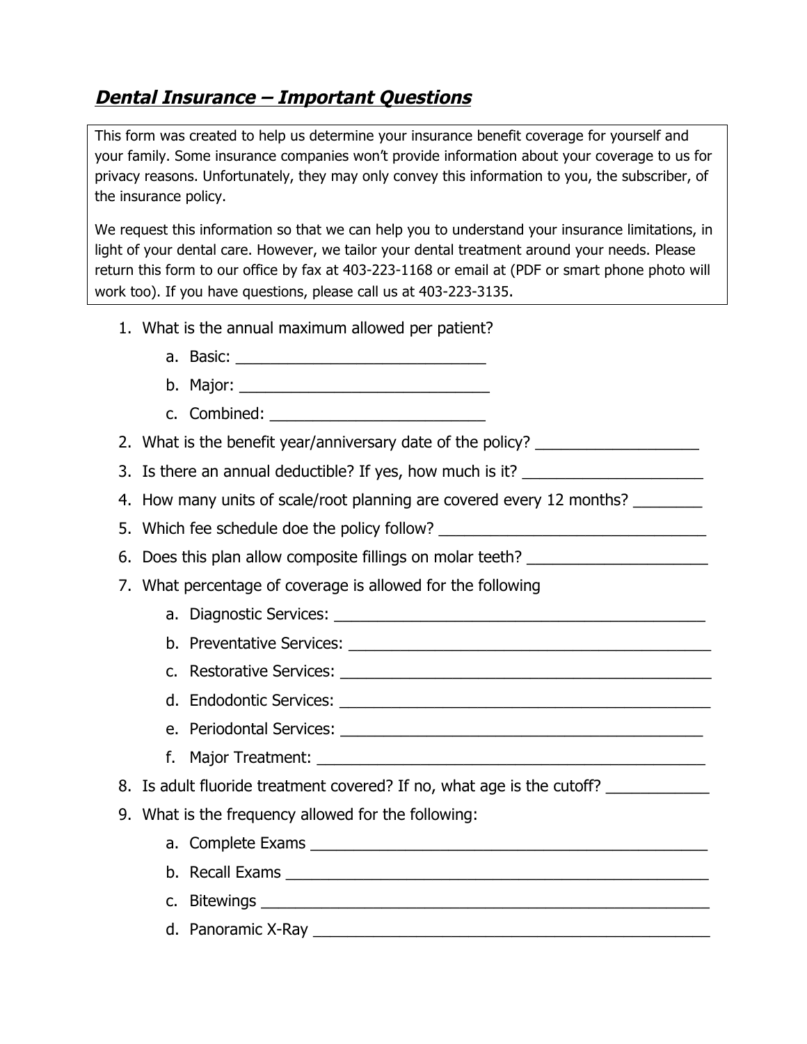## ***Dental Insurance – Important Questions***

This form was created to help us determine your insurance benefit coverage for yourself and your family. Some insurance companies won't provide information about your coverage to us for privacy reasons. Unfortunately, they may only convey this information to you, the subscriber, of the insurance policy.

We request this information so that we can help you to understand your insurance limitations, in light of your dental care. However, we tailor your dental treatment around your needs. Please return this form to our office by fax at 403-223-1168 or email at (PDF or smart phone photo will work too). If you have questions, please call us at 403-223-3135.

1. What is the annual maximum allowed per patient?
   a. Basic: ____________________________
   b. Major: ____________________________
   c. Combined: ________________________
2. What is the benefit year/anniversary date of the policy? ___________________
3. Is there an annual deductible? If yes, how much is it? _____________________
4. How many units of scale/root planning are covered every 12 months? ________
5. Which fee schedule doe the policy follow? _______________________________
6. Does this plan allow composite fillings on molar teeth? ____________________
7. What percentage of coverage is allowed for the following
   a. Diagnostic Services: __________________________________________
   b. Preventative Services: __________________________________________
   c. Restorative Services: ___________________________________________
   d. Endodontic Services: ___________________________________________
   e. Periodontal Services: __________________________________________
   f. Major Treatment: ______________________________________________
8. Is adult fluoride treatment covered? If no, what age is the cutoff? ___________
9. What is the frequency allowed for the following:
   a. Complete Exams _______________________________________________
   b. Recall Exams _________________________________________________
   c. Bitewings ____________________________________________________
   d. Panoramic X-Ray ______________________________________________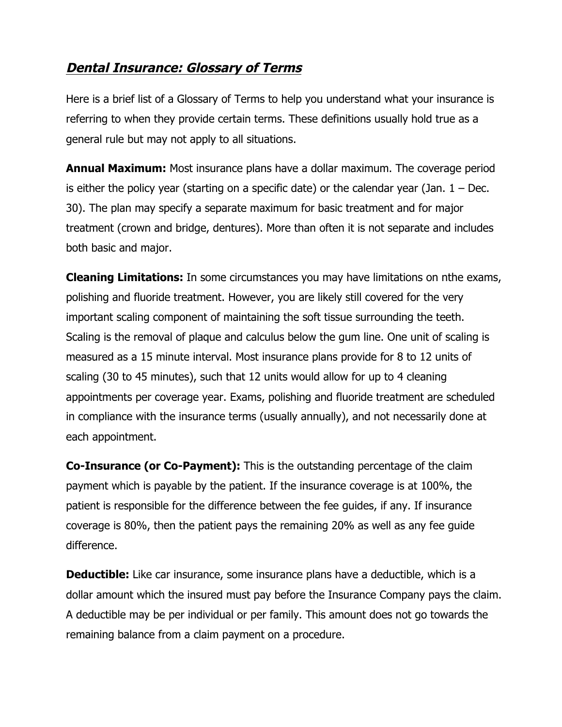## ***Dental Insurance: Glossary of Terms***

Here is a brief list of a Glossary of Terms to help you understand what your insurance is referring to when they provide certain terms. These definitions usually hold true as a general rule but may not apply to all situations.

**Annual Maximum:** Most insurance plans have a dollar maximum. The coverage period is either the policy year (starting on a specific date) or the calendar year (Jan. 1 – Dec. 30). The plan may specify a separate maximum for basic treatment and for major treatment (crown and bridge, dentures). More than often it is not separate and includes both basic and major.

**Cleaning Limitations:** In some circumstances you may have limitations on nthe exams, polishing and fluoride treatment. However, you are likely still covered for the very important scaling component of maintaining the soft tissue surrounding the teeth. Scaling is the removal of plaque and calculus below the gum line. One unit of scaling is measured as a 15 minute interval. Most insurance plans provide for 8 to 12 units of scaling (30 to 45 minutes), such that 12 units would allow for up to 4 cleaning appointments per coverage year. Exams, polishing and fluoride treatment are scheduled in compliance with the insurance terms (usually annually), and not necessarily done at each appointment.

**Co-Insurance (or Co-Payment):** This is the outstanding percentage of the claim payment which is payable by the patient. If the insurance coverage is at 100%, the patient is responsible for the difference between the fee guides, if any. If insurance coverage is 80%, then the patient pays the remaining 20% as well as any fee guide difference.

**Deductible:** Like car insurance, some insurance plans have a deductible, which is a dollar amount which the insured must pay before the Insurance Company pays the claim. A deductible may be per individual or per family. This amount does not go towards the remaining balance from a claim payment on a procedure.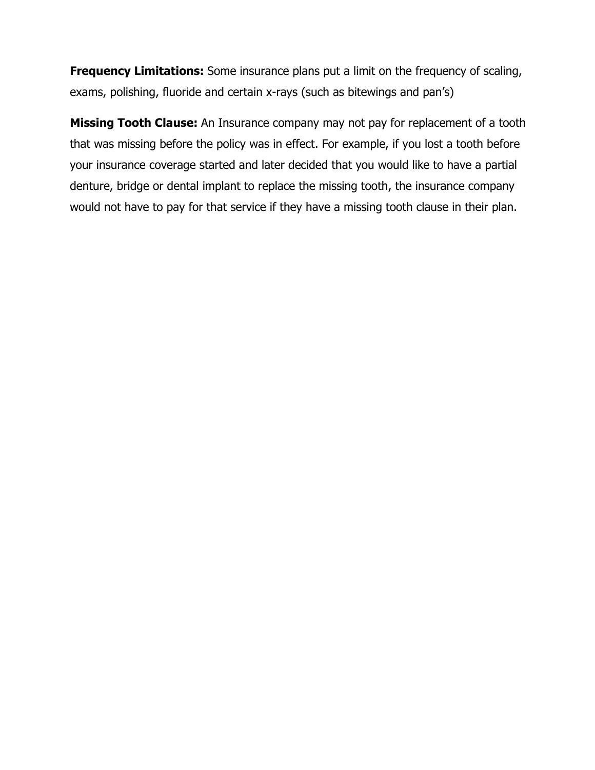**Frequency Limitations:** Some insurance plans put a limit on the frequency of scaling, exams, polishing, fluoride and certain x-rays (such as bitewings and pan's)

**Missing Tooth Clause:** An Insurance company may not pay for replacement of a tooth that was missing before the policy was in effect. For example, if you lost a tooth before your insurance coverage started and later decided that you would like to have a partial denture, bridge or dental implant to replace the missing tooth, the insurance company would not have to pay for that service if they have a missing tooth clause in their plan.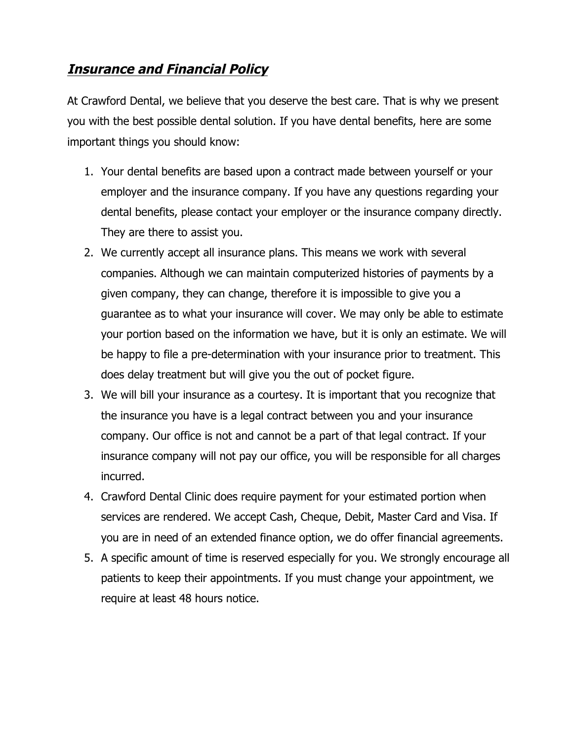## ***Insurance and Financial Policy***

At Crawford Dental, we believe that you deserve the best care. That is why we present you with the best possible dental solution. If you have dental benefits, here are some important things you should know:

1. Your dental benefits are based upon a contract made between yourself or your employer and the insurance company. If you have any questions regarding your dental benefits, please contact your employer or the insurance company directly. They are there to assist you.
2. We currently accept all insurance plans. This means we work with several companies. Although we can maintain computerized histories of payments by a given company, they can change, therefore it is impossible to give you a guarantee as to what your insurance will cover. We may only be able to estimate your portion based on the information we have, but it is only an estimate. We will be happy to file a pre-determination with your insurance prior to treatment. This does delay treatment but will give you the out of pocket figure.
3. We will bill your insurance as a courtesy. It is important that you recognize that the insurance you have is a legal contract between you and your insurance company. Our office is not and cannot be a part of that legal contract. If your insurance company will not pay our office, you will be responsible for all charges incurred.
4. Crawford Dental Clinic does require payment for your estimated portion when services are rendered. We accept Cash, Cheque, Debit, Master Card and Visa. If you are in need of an extended finance option, we do offer financial agreements.
5. A specific amount of time is reserved especially for you. We strongly encourage all patients to keep their appointments. If you must change your appointment, we require at least 48 hours notice.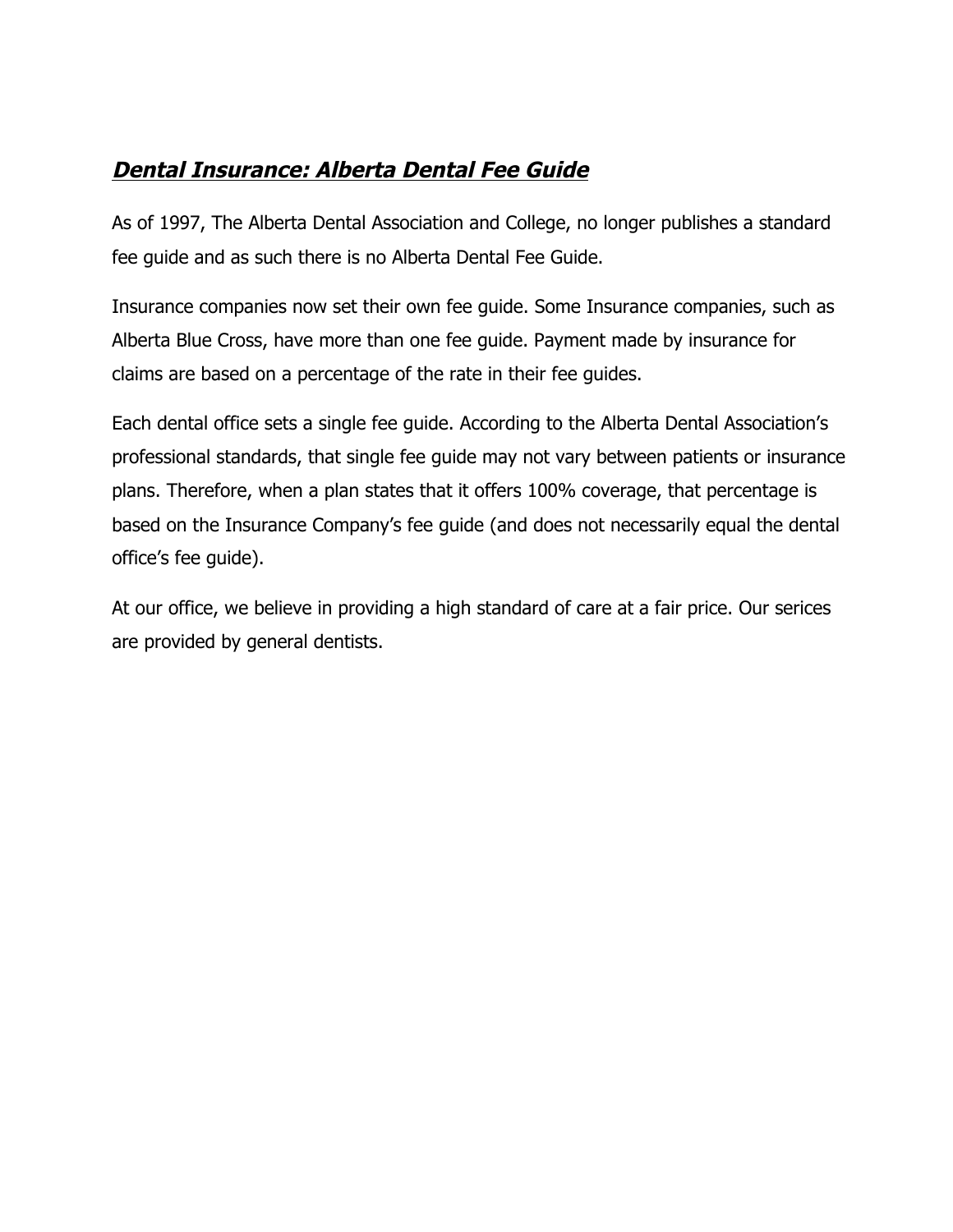## ***Dental Insurance: Alberta Dental Fee Guide***

As of 1997, The Alberta Dental Association and College, no longer publishes a standard fee guide and as such there is no Alberta Dental Fee Guide.

Insurance companies now set their own fee guide. Some Insurance companies, such as Alberta Blue Cross, have more than one fee guide. Payment made by insurance for claims are based on a percentage of the rate in their fee guides.

Each dental office sets a single fee guide. According to the Alberta Dental Association's professional standards, that single fee guide may not vary between patients or insurance plans. Therefore, when a plan states that it offers 100% coverage, that percentage is based on the Insurance Company's fee guide (and does not necessarily equal the dental office's fee guide).

At our office, we believe in providing a high standard of care at a fair price. Our serices are provided by general dentists.